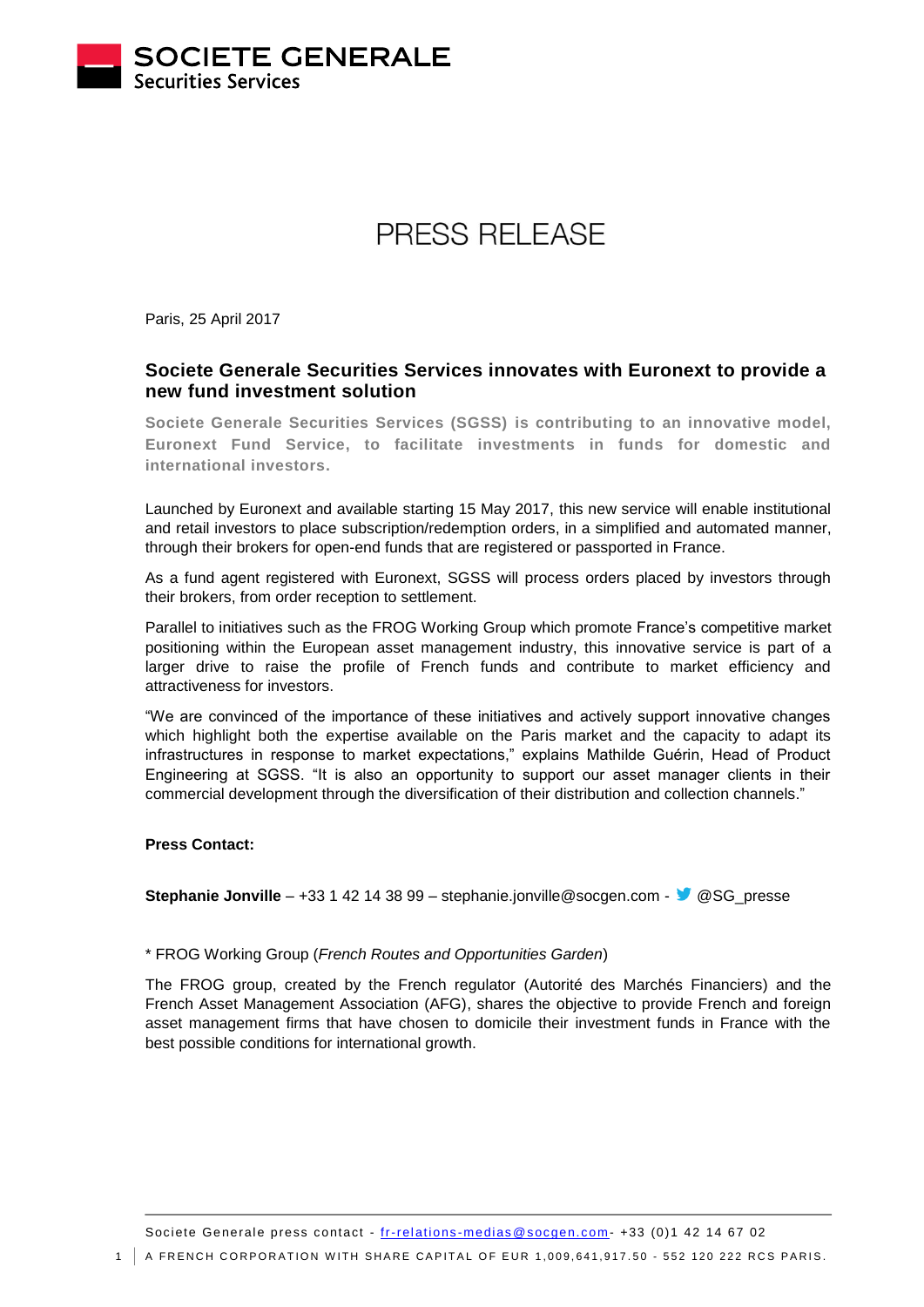SOCIETE GENERALE
Securities Services

# PRESS RELEASE

Paris, 25 April 2017

## Societe Generale Securities Services innovates with Euronext to provide a new fund investment solution

**Societe Generale Securities Services (SGSS) is contributing to an innovative model, Euronext Fund Service, to facilitate investments in funds for domestic and international investors.**

Launched by Euronext and available starting 15 May 2017, this new service will enable institutional and retail investors to place subscription/redemption orders, in a simplified and automated manner, through their brokers for open-end funds that are registered or passported in France.

As a fund agent registered with Euronext, SGSS will process orders placed by investors through their brokers, from order reception to settlement.

Parallel to initiatives such as the FROG Working Group which promote France's competitive market positioning within the European asset management industry, this innovative service is part of a larger drive to raise the profile of French funds and contribute to market efficiency and attractiveness for investors.

"We are convinced of the importance of these initiatives and actively support innovative changes which highlight both the expertise available on the Paris market and the capacity to adapt its infrastructures in response to market expectations," explains Mathilde Guérin, Head of Product Engineering at SGSS. "It is also an opportunity to support our asset manager clients in their commercial development through the diversification of their distribution and collection channels."

**Press Contact:**

**Stephanie Jonville** – +33 1 42 14 38 99 – stephanie.jonville@socgen.com - @SG_presse

* FROG Working Group (*French Routes and Opportunities Garden*)

The FROG group, created by the French regulator (Autorité des Marchés Financiers) and the French Asset Management Association (AFG), shares the objective to provide French and foreign asset management firms that have chosen to domicile their investment funds in France with the best possible conditions for international growth.

Societe Generale press contact - fr-relations-medias@socgen.com- +33 (0)1 42 14 67 02

A FRENCH CORPORATION WITH SHARE CAPITAL OF EUR 1,009,641,917.50 - 552 120 222 RCS PARIS.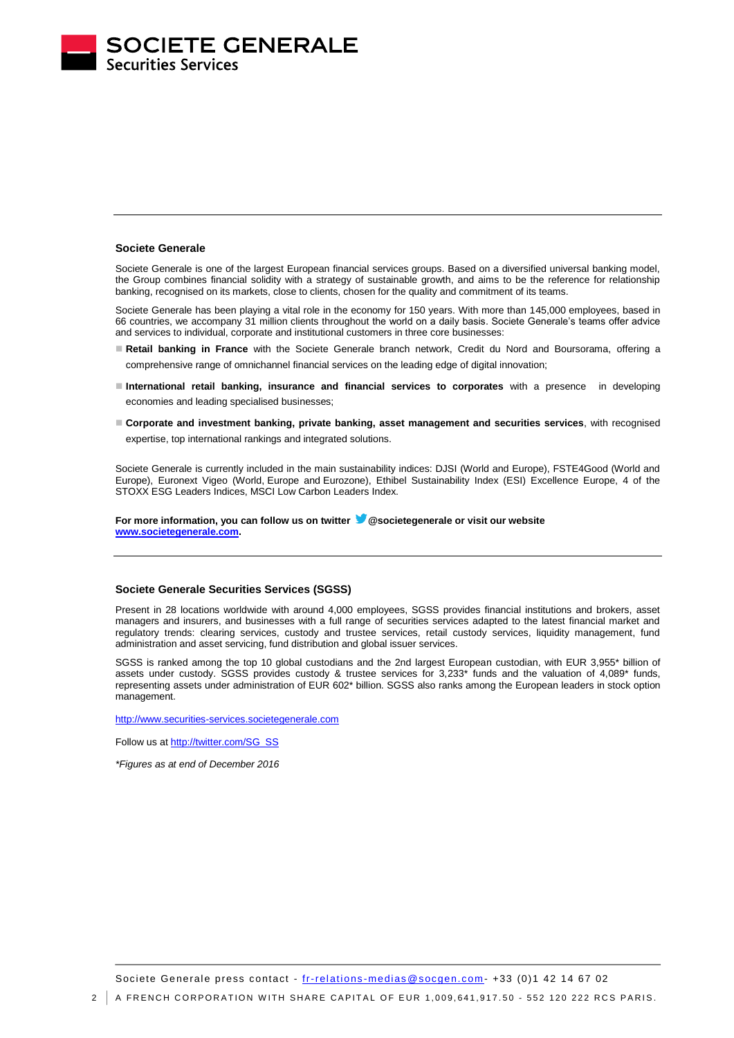## Societe Generale

Societe Generale is one of the largest European financial services groups. Based on a diversified universal banking model, the Group combines financial solidity with a strategy of sustainable growth, and aims to be the reference for relationship banking, recognised on its markets, close to clients, chosen for the quality and commitment of its teams.

Societe Generale has been playing a vital role in the economy for 150 years. With more than 145,000 employees, based in 66 countries, we accompany 31 million clients throughout the world on a daily basis. Societe Generale's teams offer advice and services to individual, corporate and institutional customers in three core businesses:

- **Retail banking in France** with the Societe Generale branch network, Credit du Nord and Boursorama, offering a comprehensive range of omnichannel financial services on the leading edge of digital innovation;
- **International retail banking, insurance and financial services to corporates** with a presence in developing economies and leading specialised businesses;
- **Corporate and investment banking, private banking, asset management and securities services**, with recognised expertise, top international rankings and integrated solutions.

Societe Generale is currently included in the main sustainability indices: DJSI (World and Europe), FSTE4Good (World and Europe), Euronext Vigeo (World, Europe and Eurozone), Ethibel Sustainability Index (ESI) Excellence Europe, 4 of the STOXX ESG Leaders Indices, MSCI Low Carbon Leaders Index.

**For more information, you can follow us on twitter @societegenerale or visit our website www.societegenerale.com.**

## Societe Generale Securities Services (SGSS)

Present in 28 locations worldwide with around 4,000 employees, SGSS provides financial institutions and brokers, asset managers and insurers, and businesses with a full range of securities services adapted to the latest financial market and regulatory trends: clearing services, custody and trustee services, retail custody services, liquidity management, fund administration and asset servicing, fund distribution and global issuer services.

SGSS is ranked among the top 10 global custodians and the 2nd largest European custodian, with EUR 3,955* billion of assets under custody. SGSS provides custody & trustee services for 3,233* funds and the valuation of 4,089* funds, representing assets under administration of EUR 602* billion. SGSS also ranks among the European leaders in stock option management.

http://www.securities-services.societegenerale.com

Follow us at http://twitter.com/SG_SS

*\*Figures as at end of December 2016*

Societe Generale press contact - fr-relations-medias@socgen.com- +33 (0)1 42 14 67 02

A FRENCH CORPORATION WITH SHARE CAPITAL OF EUR 1,009,641,917.50 - 552 120 222 RCS PARIS.